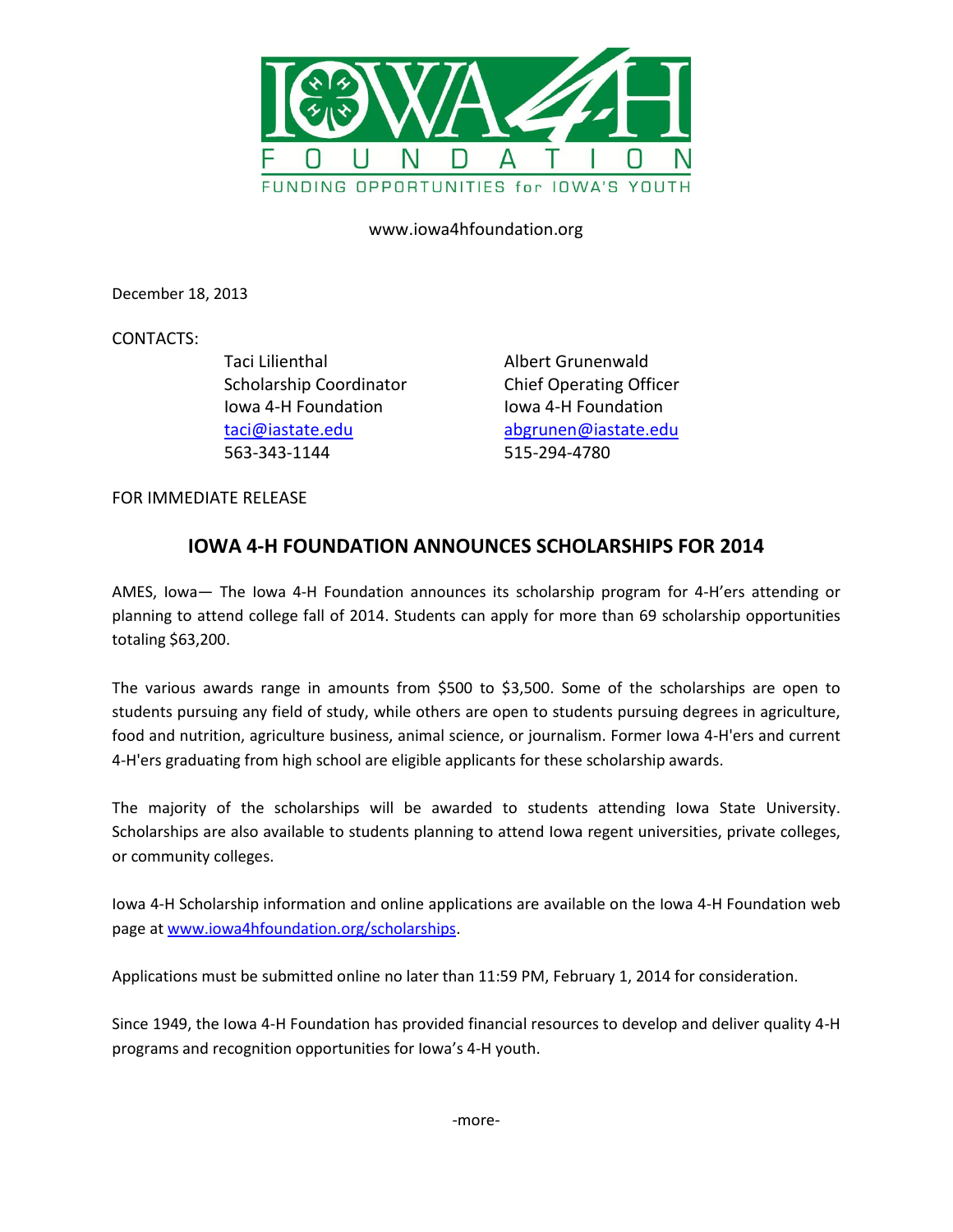IOWA 4-H FOUNDATION

FUNDING OPPORTUNITIES for IOWA'S YOUTH

www.iowa4hfoundation.org

December 18, 2013

CONTACTS:

| Taci Lilienthal | Albert Grunenwald |
|---|---|
| Scholarship Coordinator | Chief Operating Officer |
| Iowa 4-H Foundation | Iowa 4-H Foundation |
| taci@iastate.edu | abgrunen@iastate.edu |
| 563-343-1144 | 515-294-4780 |

FOR IMMEDIATE RELEASE

## IOWA 4-H FOUNDATION ANNOUNCES SCHOLARSHIPS FOR 2014

AMES, Iowa— The Iowa 4-H Foundation announces its scholarship program for 4-H'ers attending or planning to attend college fall of 2014. Students can apply for more than 69 scholarship opportunities totaling $63,200.

The various awards range in amounts from $500 to $3,500. Some of the scholarships are open to students pursuing any field of study, while others are open to students pursuing degrees in agriculture, food and nutrition, agriculture business, animal science, or journalism. Former Iowa 4-H'ers and current 4-H'ers graduating from high school are eligible applicants for these scholarship awards.

The majority of the scholarships will be awarded to students attending Iowa State University. Scholarships are also available to students planning to attend Iowa regent universities, private colleges, or community colleges.

Iowa 4-H Scholarship information and online applications are available on the Iowa 4-H Foundation web page at www.iowa4hfoundation.org/scholarships.

Applications must be submitted online no later than 11:59 PM, February 1, 2014 for consideration.

Since 1949, the Iowa 4-H Foundation has provided financial resources to develop and deliver quality 4-H programs and recognition opportunities for Iowa's 4-H youth.

-more-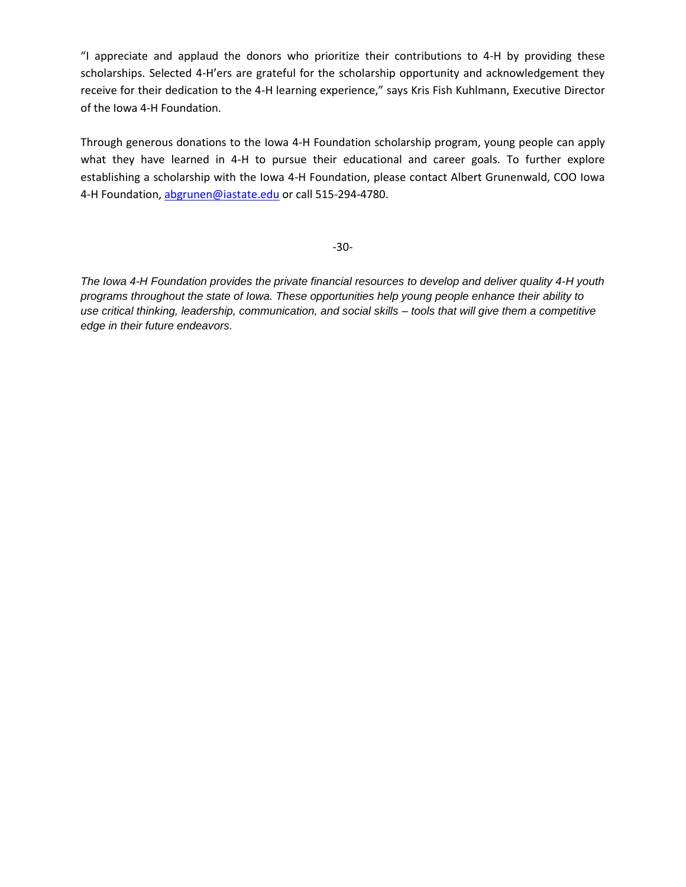"I appreciate and applaud the donors who prioritize their contributions to 4-H by providing these scholarships. Selected 4-H'ers are grateful for the scholarship opportunity and acknowledgement they receive for their dedication to the 4-H learning experience," says Kris Fish Kuhlmann, Executive Director of the Iowa 4-H Foundation.

Through generous donations to the Iowa 4-H Foundation scholarship program, young people can apply what they have learned in 4-H to pursue their educational and career goals. To further explore establishing a scholarship with the Iowa 4-H Foundation, please contact Albert Grunenwald, COO Iowa 4-H Foundation, abgrunen@iastate.edu or call 515-294-4780.

-30-

*The Iowa 4-H Foundation provides the private financial resources to develop and deliver quality 4-H youth programs throughout the state of Iowa. These opportunities help young people enhance their ability to use critical thinking, leadership, communication, and social skills – tools that will give them a competitive edge in their future endeavors.*